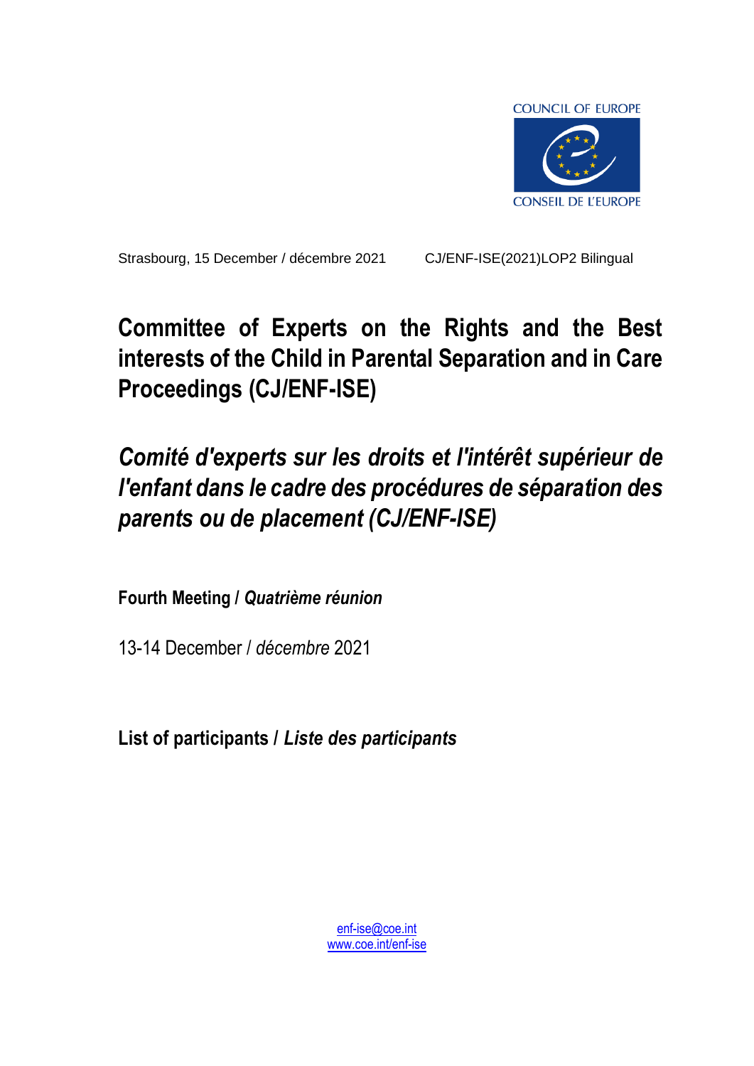COUNCIL OF EUROPE

CONSEIL DE L'EUROPE

Strasbourg, 15 December / décembre 2021 CJ/ENF-ISE(2021)LOP2 Bilingual

# Committee of Experts on the Rights and the Best interests of the Child in Parental Separation and in Care Proceedings (CJ/ENF-ISE)

# *Comité d'experts sur les droits et l'intérêt supérieur de l'enfant dans le cadre des procédures de séparation des parents ou de placement (CJ/ENF-ISE)*

**Fourth Meeting / *Quatrième réunion***

13-14 December / *décembre* 2021

**List of participants / *Liste des participants***

enf-ise@coe.int
www.coe.int/enf-ise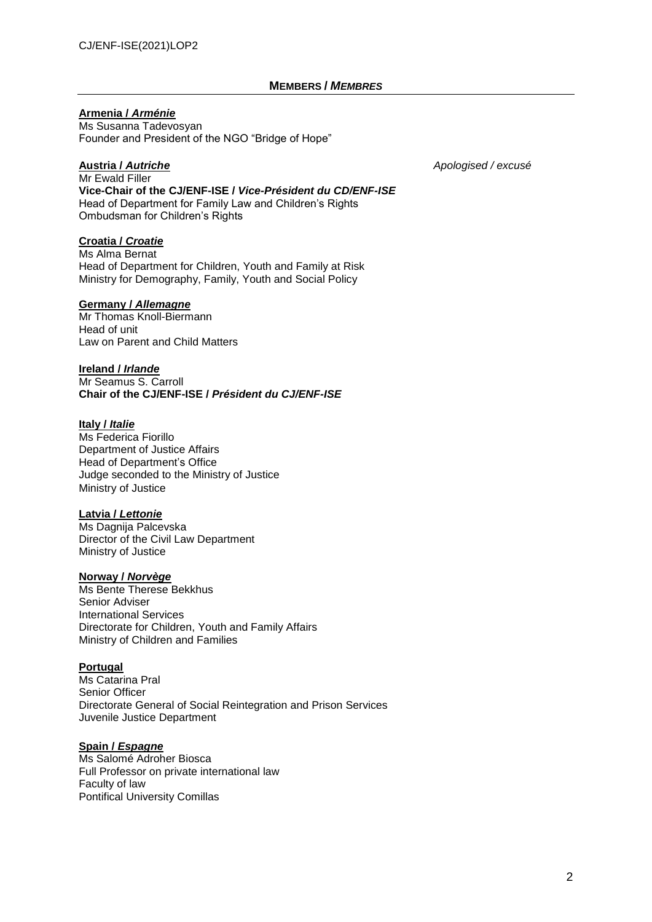## MEMBERS / *MEMBRES*

**Armenia / *Arménie***
Ms Susanna Tadevosyan
Founder and President of the NGO “Bridge of Hope”

**Austria / *Autriche*** *Apologised / excusé*
Mr Ewald Filler
**Vice-Chair of the CJ/ENF-ISE / *Vice-Président du CD/ENF-ISE***
Head of Department for Family Law and Children’s Rights
Ombudsman for Children’s Rights

**Croatia / *Croatie***
Ms Alma Bernat
Head of Department for Children, Youth and Family at Risk
Ministry for Demography, Family, Youth and Social Policy

**Germany / *Allemagne***
Mr Thomas Knoll-Biermann
Head of unit
Law on Parent and Child Matters

**Ireland / *Irlande***
Mr Seamus S. Carroll
**Chair of the CJ/ENF-ISE / *Président du CJ/ENF-ISE***

**Italy / *Italie***
Ms Federica Fiorillo
Department of Justice Affairs
Head of Department’s Office
Judge seconded to the Ministry of Justice
Ministry of Justice

**Latvia / *Lettonie***
Ms Dagnija Palcevska
Director of the Civil Law Department
Ministry of Justice

**Norway / *Norvège***
Ms Bente Therese Bekkhus
Senior Adviser
International Services
Directorate for Children, Youth and Family Affairs
Ministry of Children and Families

**Portugal**
Ms Catarina Pral
Senior Officer
Directorate General of Social Reintegration and Prison Services
Juvenile Justice Department

**Spain / *Espagne***
Ms Salomé Adroher Biosca
Full Professor on private international law
Faculty of law
Pontifical University Comillas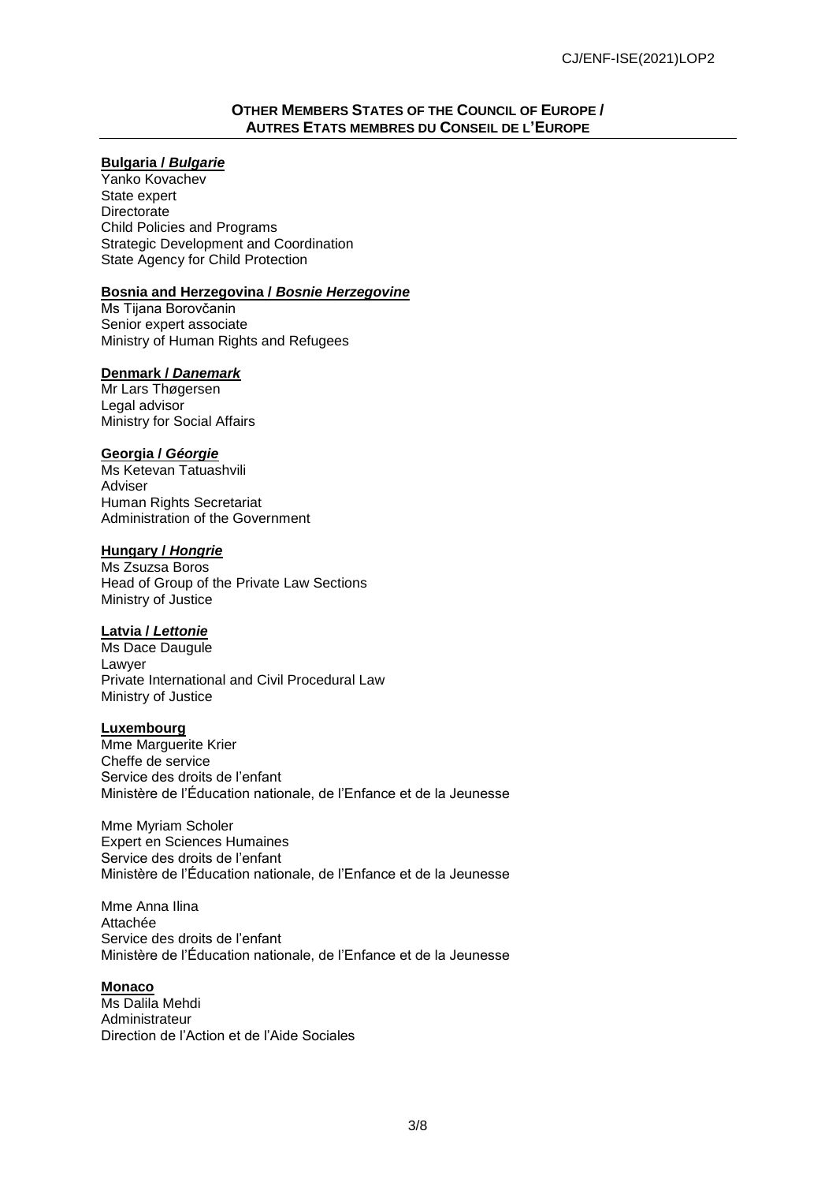## OTHER MEMBERS STATES OF THE COUNCIL OF EUROPE / AUTRES ETATS MEMBRES DU CONSEIL DE L'EUROPE

**Bulgaria / *Bulgarie***
Yanko Kovachev
State expert
Directorate
Child Policies and Programs
Strategic Development and Coordination
State Agency for Child Protection

**Bosnia and Herzegovina / *Bosnie Herzegovine***
Ms Tijana Borovčanin
Senior expert associate
Ministry of Human Rights and Refugees

**Denmark / *Danemark***
Mr Lars Thøgersen
Legal advisor
Ministry for Social Affairs

**Georgia / *Géorgie***
Ms Ketevan Tatuashvili
Adviser
Human Rights Secretariat
Administration of the Government

**Hungary / *Hongrie***
Ms Zsuzsa Boros
Head of Group of the Private Law Sections
Ministry of Justice

**Latvia / *Lettonie***
Ms Dace Daugule
Lawyer
Private International and Civil Procedural Law
Ministry of Justice

**Luxembourg**
Mme Marguerite Krier
Cheffe de service
Service des droits de l'enfant
Ministère de l'Éducation nationale, de l'Enfance et de la Jeunesse

Mme Myriam Scholer
Expert en Sciences Humaines
Service des droits de l'enfant
Ministère de l'Éducation nationale, de l'Enfance et de la Jeunesse

Mme Anna Ilina
Attachée
Service des droits de l'enfant
Ministère de l'Éducation nationale, de l'Enfance et de la Jeunesse

**Monaco**
Ms Dalila Mehdi
Administrateur
Direction de l'Action et de l'Aide Sociales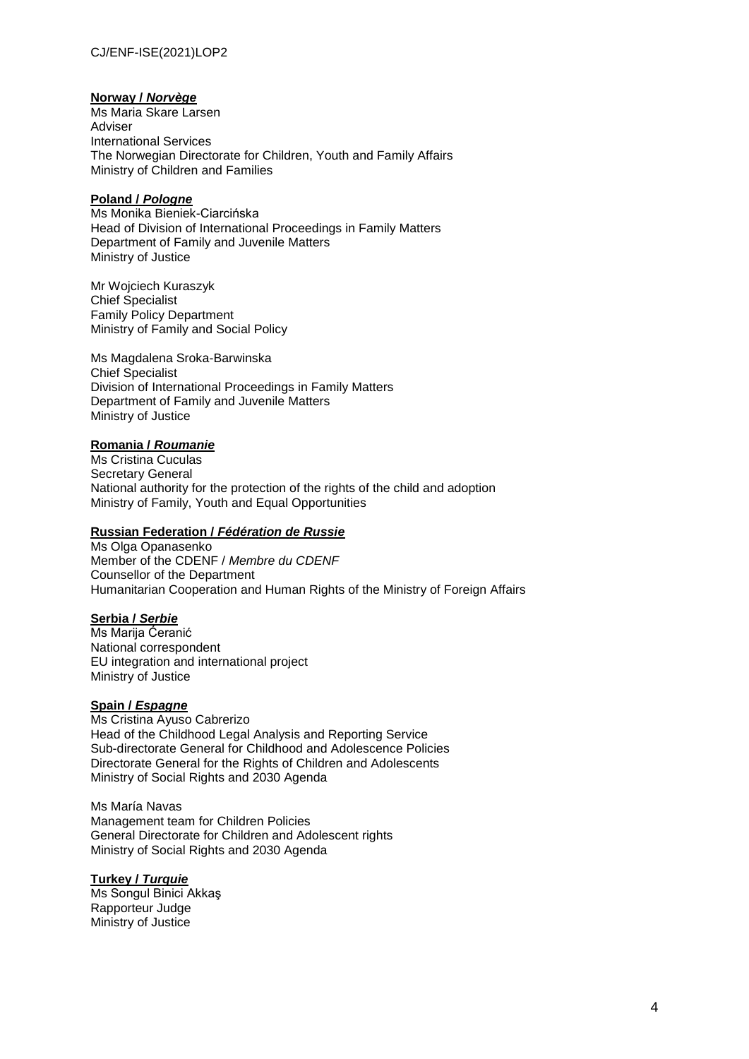**Norway / *Norvège***
Ms Maria Skare Larsen
Adviser
International Services
The Norwegian Directorate for Children, Youth and Family Affairs
Ministry of Children and Families

**Poland / *Pologne***
Ms Monika Bieniek-Ciarcińska
Head of Division of International Proceedings in Family Matters
Department of Family and Juvenile Matters
Ministry of Justice

Mr Wojciech Kuraszyk
Chief Specialist
Family Policy Department
Ministry of Family and Social Policy

Ms Magdalena Sroka-Barwinska
Chief Specialist
Division of International Proceedings in Family Matters
Department of Family and Juvenile Matters
Ministry of Justice

**Romania / *Roumanie***
Ms Cristina Cuculas
Secretary General
National authority for the protection of the rights of the child and adoption
Ministry of Family, Youth and Equal Opportunities

**Russian Federation / *Fédération de Russie***
Ms Olga Opanasenko
Member of the CDENF / *Membre du CDENF*
Counsellor of the Department
Humanitarian Cooperation and Human Rights of the Ministry of Foreign Affairs

**Serbia / *Serbie***
Ms Marija Ćeranić
National correspondent
EU integration and international project
Ministry of Justice

**Spain / *Espagne***
Ms Cristina Ayuso Cabrerizo
Head of the Childhood Legal Analysis and Reporting Service
Sub-directorate General for Childhood and Adolescence Policies
Directorate General for the Rights of Children and Adolescents
Ministry of Social Rights and 2030 Agenda

Ms María Navas
Management team for Children Policies
General Directorate for Children and Adolescent rights
Ministry of Social Rights and 2030 Agenda

**Turkey / *Turquie***
Ms Songul Binici Akkaş
Rapporteur Judge
Ministry of Justice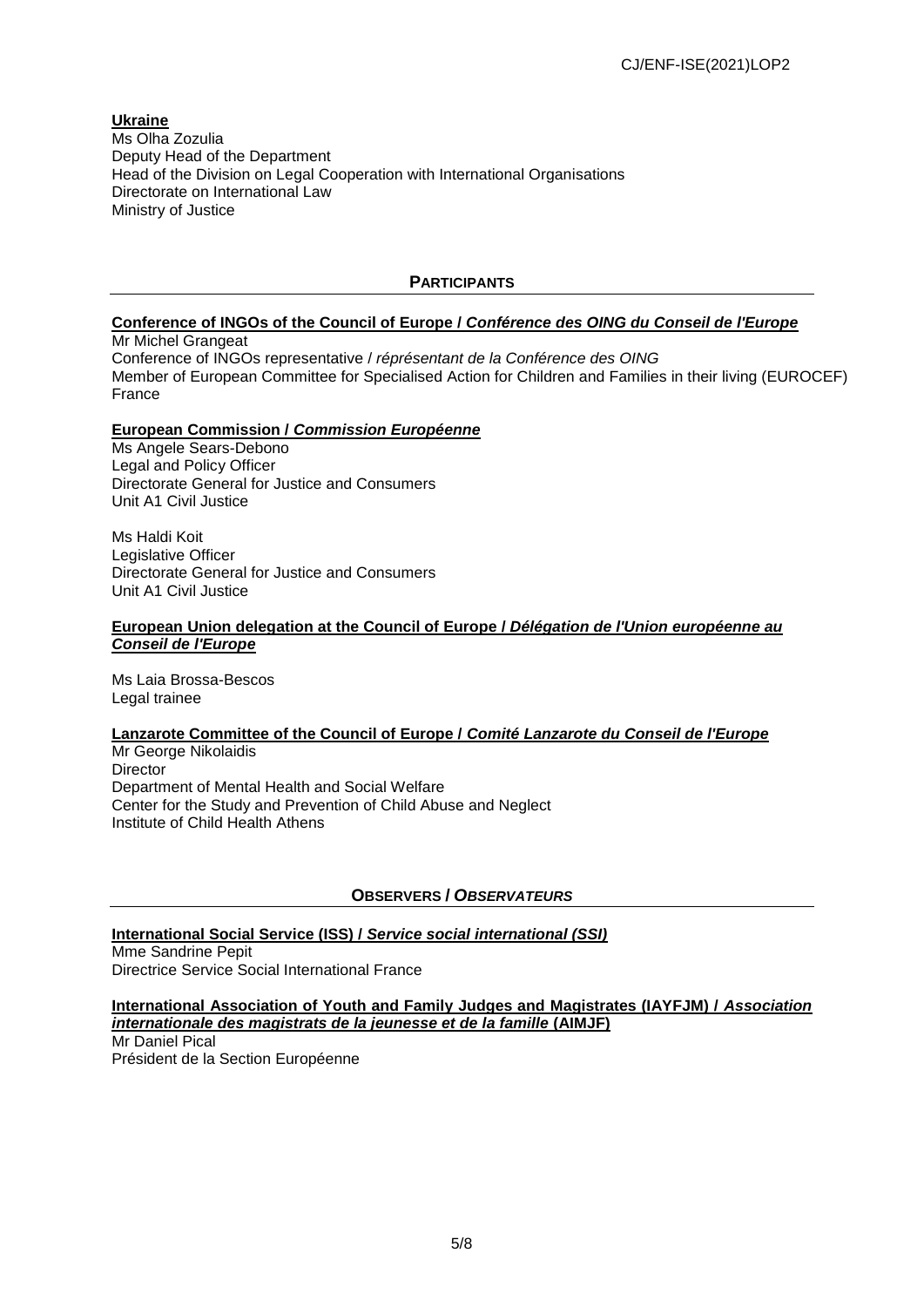**Ukraine**
Ms Olha Zozulia
Deputy Head of the Department
Head of the Division on Legal Cooperation with International Organisations
Directorate on International Law
Ministry of Justice

## PARTICIPANTS

**Conference of INGOs of the Council of Europe / *Conférence des OING du Conseil de l'Europe***
Mr Michel Grangeat
Conference of INGOs representative / *réprésentant de la Conférence des OING*
Member of European Committee for Specialised Action for Children and Families in their living (EUROCEF)
France

**European Commission / *Commission Européenne***
Ms Angele Sears-Debono
Legal and Policy Officer
Directorate General for Justice and Consumers
Unit A1 Civil Justice

Ms Haldi Koit
Legislative Officer
Directorate General for Justice and Consumers
Unit A1 Civil Justice

**European Union delegation at the Council of Europe / *Délégation de l'Union européenne au Conseil de l'Europe***

Ms Laia Brossa-Bescos
Legal trainee

**Lanzarote Committee of the Council of Europe / *Comité Lanzarote du Conseil de l'Europe***
Mr George Nikolaidis
Director
Department of Mental Health and Social Welfare
Center for the Study and Prevention of Child Abuse and Neglect
Institute of Child Health Athens

## OBSERVERS / *OBSERVATEURS*

**International Social Service (ISS) / *Service social international (SSI)***
Mme Sandrine Pepit
Directrice Service Social International France

**International Association of Youth and Family Judges and Magistrates (IAYFJM) / *Association internationale des magistrats de la jeunesse et de la famille* (AIMJF)**
Mr Daniel Pical
Président de la Section Européenne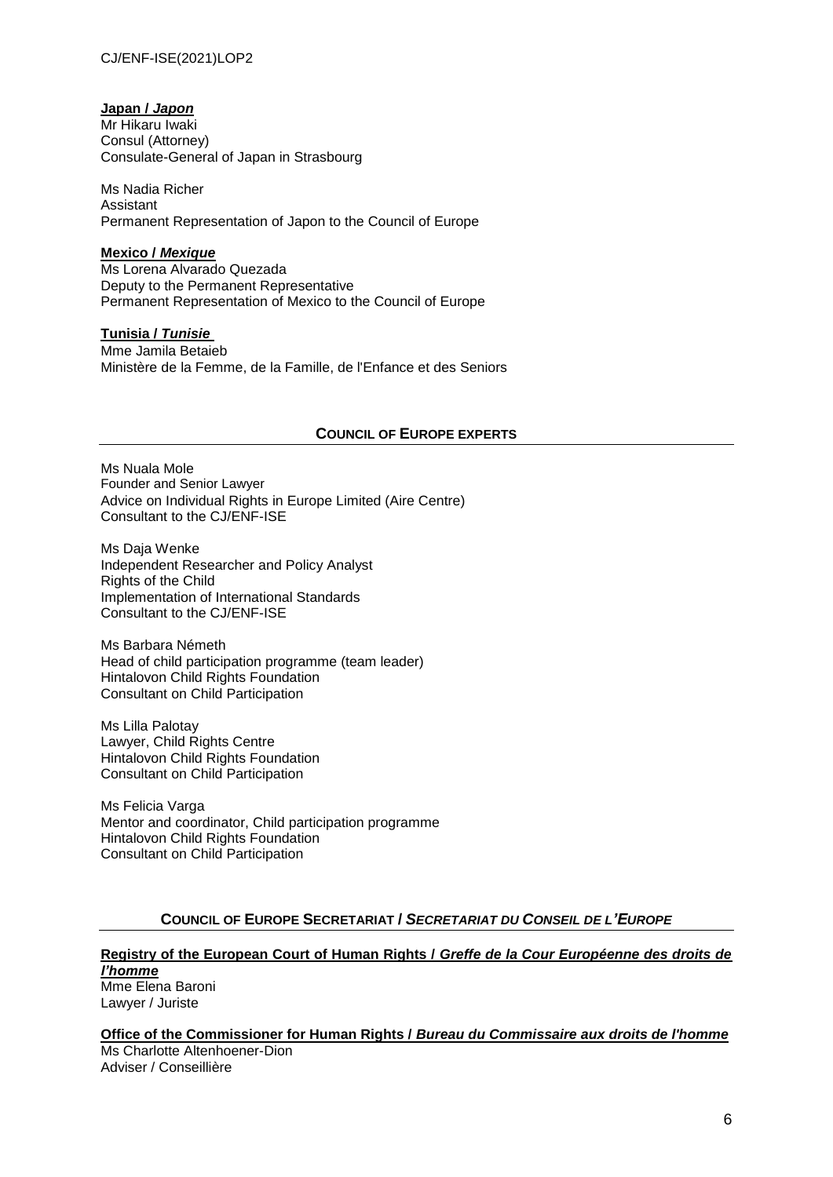**Japan / *Japon***
Mr Hikaru Iwaki
Consul (Attorney)
Consulate-General of Japan in Strasbourg

Ms Nadia Richer
Assistant
Permanent Representation of Japon to the Council of Europe

**Mexico / *Mexique***
Ms Lorena Alvarado Quezada
Deputy to the Permanent Representative
Permanent Representation of Mexico to the Council of Europe

**Tunisia / *Tunisie***
Mme Jamila Betaieb
Ministère de la Femme, de la Famille, de l'Enfance et des Seniors

## COUNCIL OF EUROPE EXPERTS

Ms Nuala Mole
Founder and Senior Lawyer
Advice on Individual Rights in Europe Limited (Aire Centre)
Consultant to the CJ/ENF-ISE

Ms Daja Wenke
Independent Researcher and Policy Analyst
Rights of the Child
Implementation of International Standards
Consultant to the CJ/ENF-ISE

Ms Barbara Németh
Head of child participation programme (team leader)
Hintalovon Child Rights Foundation
Consultant on Child Participation

Ms Lilla Palotay
Lawyer, Child Rights Centre
Hintalovon Child Rights Foundation
Consultant on Child Participation

Ms Felicia Varga
Mentor and coordinator, Child participation programme
Hintalovon Child Rights Foundation
Consultant on Child Participation

## COUNCIL OF EUROPE SECRETARIAT / *SECRETARIAT DU CONSEIL DE L'EUROPE*

**Registry of the European Court of Human Rights / *Greffe de la Cour Européenne des droits de l'homme***
Mme Elena Baroni
Lawyer / Juriste

**Office of the Commissioner for Human Rights / *Bureau du Commissaire aux droits de l'homme***
Ms Charlotte Altenhoener-Dion
Adviser / Conseillière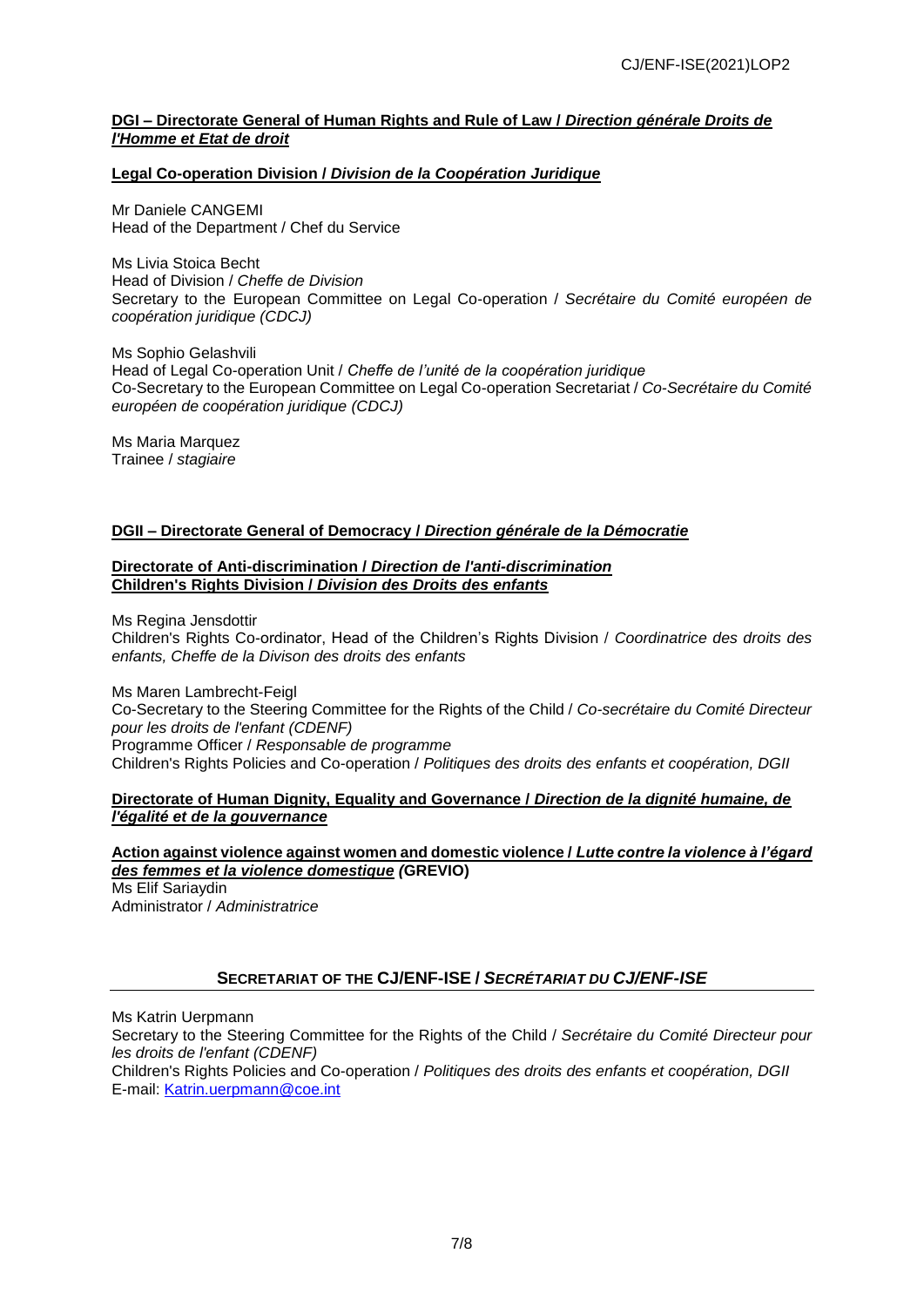**<u>DGI – Directorate General of Human Rights and Rule of Law / *Direction générale Droits de l'Homme et Etat de droit*</u>**

**<u>Legal Co-operation Division / *Division de la Coopération Juridique*</u>**

Mr Daniele CANGEMI
Head of the Department / Chef du Service

Ms Livia Stoica Becht
Head of Division / *Cheffe de Division*
Secretary to the European Committee on Legal Co-operation / *Secrétaire du Comité européen de coopération juridique (CDCJ)*

Ms Sophio Gelashvili
Head of Legal Co-operation Unit / *Cheffe de l'unité de la coopération juridique*
Co-Secretary to the European Committee on Legal Co-operation Secretariat / *Co-Secrétaire du Comité européen de coopération juridique (CDCJ)*

Ms Maria Marquez
Trainee / *stagiaire*

**<u>DGII – Directorate General of Democracy / *Direction générale de la Démocratie*</u>**

**<u>Directorate of Anti-discrimination / *Direction de l'anti-discrimination*</u>**
**<u>Children's Rights Division / *Division des Droits des enfants*</u>**

Ms Regina Jensdottir
Children's Rights Co-ordinator, Head of the Children's Rights Division / *Coordinatrice des droits des enfants, Cheffe de la Divison des droits des enfants*

Ms Maren Lambrecht-Feigl
Co-Secretary to the Steering Committee for the Rights of the Child / *Co-secrétaire du Comité Directeur pour les droits de l'enfant (CDENF)*
Programme Officer / *Responsable de programme*
Children's Rights Policies and Co-operation / *Politiques des droits des enfants et coopération, DGII*

**<u>Directorate of Human Dignity, Equality and Governance / *Direction de la dignité humaine, de l'égalité et de la gouvernance*</u>**

**<u>Action against violence against women and domestic violence / *Lutte contre la violence à l'égard des femmes et la violence domestique*</u> (GREVIO)**
Ms Elif Sariaydin
Administrator / *Administratrice*

## SECRETARIAT OF THE CJ/ENF-ISE / *SECRÉTARIAT DU CJ/ENF-ISE*

Ms Katrin Uerpmann
Secretary to the Steering Committee for the Rights of the Child / *Secrétaire du Comité Directeur pour les droits de l'enfant (CDENF)*
Children's Rights Policies and Co-operation / *Politiques des droits des enfants et coopération, DGII*
E-mail: Katrin.uerpmann@coe.int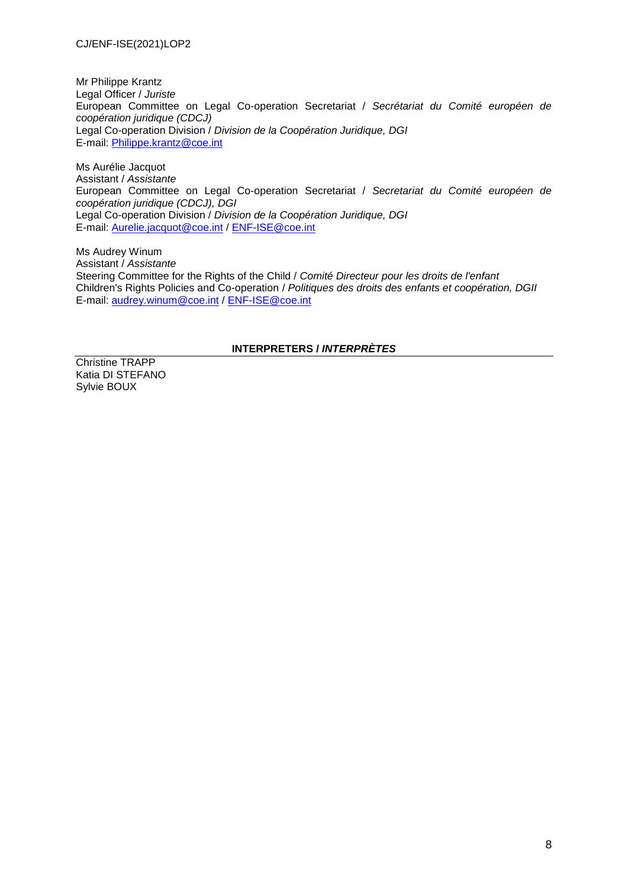Mr Philippe Krantz  
Legal Officer / *Juriste*  
European Committee on Legal Co-operation Secretariat / *Secrétariat du Comité européen de coopération juridique (CDCJ)*  
Legal Co-operation Division / *Division de la Coopération Juridique, DGI*  
E-mail: Philippe.krantz@coe.int

Ms Aurélie Jacquot  
Assistant / *Assistante*  
European Committee on Legal Co-operation Secretariat / *Secretariat du Comité européen de coopération juridique (CDCJ), DGI*  
Legal Co-operation Division / *Division de la Coopération Juridique, DGI*  
E-mail: Aurelie.jacquot@coe.int / ENF-ISE@coe.int

Ms Audrey Winum  
Assistant / *Assistante*  
Steering Committee for the Rights of the Child / *Comité Directeur pour les droits de l'enfant*  
Children's Rights Policies and Co-operation / *Politiques des droits des enfants et coopération, DGII*  
E-mail: audrey.winum@coe.int / ENF-ISE@coe.int

**INTERPRETERS / *INTERPRÈTES***

Christine TRAPP  
Katia DI STEFANO  
Sylvie BOUX